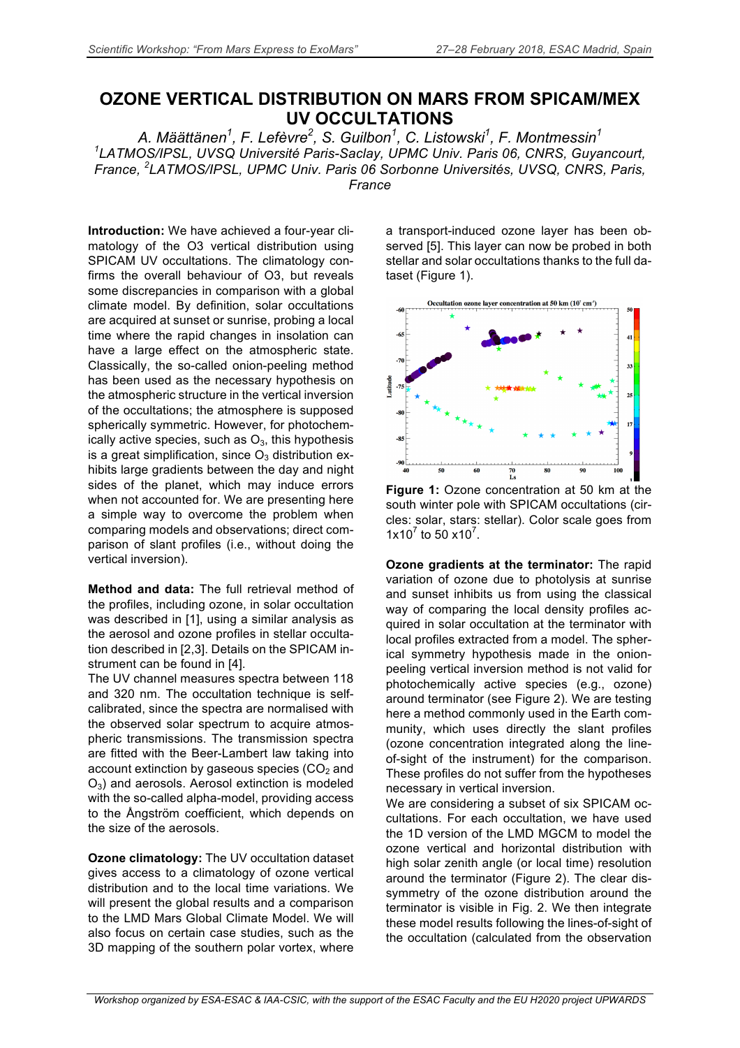# OZONE VERTICAL DISTRIBUTION ON MARS FROM SPICAM/MEX UV OCCULTATIONS

*A. Määttänen[1], F. Lefèvre[2], S. Guilbon[1], C. Listowski[1], F. Montmessin[1]*
*[1]LATMOS/IPSL, UVSQ Université Paris-Saclay, UPMC Univ. Paris 06, CNRS, Guyancourt, France, [2]LATMOS/IPSL, UPMC Univ. Paris 06 Sorbonne Universités, UVSQ, CNRS, Paris, France*

**Introduction:** We have achieved a four-year climatology of the O3 vertical distribution using SPICAM UV occultations. The climatology confirms the overall behaviour of O3, but reveals some discrepancies in comparison with a global climate model. By definition, solar occultations are acquired at sunset or sunrise, probing a local time where the rapid changes in insolation can have a large effect on the atmospheric state. Classically, the so-called onion-peeling method has been used as the necessary hypothesis on the atmospheric structure in the vertical inversion of the occultations; the atmosphere is supposed spherically symmetric. However, for photochemically active species, such as $O_3$, this hypothesis is a great simplification, since $O_3$ distribution exhibits large gradients between the day and night sides of the planet, which may induce errors when not accounted for. We are presenting here a simple way to overcome the problem when comparing models and observations; direct comparison of slant profiles (i.e., without doing the vertical inversion).

**Method and data:** The full retrieval method of the profiles, including ozone, in solar occultation was described in [1], using a similar analysis as the aerosol and ozone profiles in stellar occultation described in [2,3]. Details on the SPICAM instrument can be found in [4].

The UV channel measures spectra between 118 and 320 nm. The occultation technique is self-calibrated, since the spectra are normalised with the observed solar spectrum to acquire atmospheric transmissions. The transmission spectra are fitted with the Beer-Lambert law taking into account extinction by gaseous species ($CO_2$ and $O_3$) and aerosols. Aerosol extinction is modeled with the so-called alpha-model, providing access to the Ångström coefficient, which depends on the size of the aerosols.

**Ozone climatology:** The UV occultation dataset gives access to a climatology of ozone vertical distribution and to the local time variations. We will present the global results and a comparison to the LMD Mars Global Climate Model. We will also focus on certain case studies, such as the 3D mapping of the southern polar vortex, where a transport-induced ozone layer has been observed [5]. This layer can now be probed in both stellar and solar occultations thanks to the full dataset (Figure 1).

**Figure 1:** Ozone concentration at 50 km at the south winter pole with SPICAM occultations (circles: solar, stars: stellar). Color scale goes from $1\times10^7$ to $50\times10^7$.

**Ozone gradients at the terminator:** The rapid variation of ozone due to photolysis at sunrise and sunset inhibits us from using the classical way of comparing the local density profiles acquired in solar occultation at the terminator with local profiles extracted from a model. The spherical symmetry hypothesis made in the onion-peeling vertical inversion method is not valid for photochemically active species (e.g., ozone) around terminator (see Figure 2). We are testing here a method commonly used in the Earth community, which uses directly the slant profiles (ozone concentration integrated along the line-of-sight of the instrument) for the comparison. These profiles do not suffer from the hypotheses necessary in vertical inversion.

We are considering a subset of six SPICAM occultations. For each occultation, we have used the 1D version of the LMD MGCM to model the ozone vertical and horizontal distribution with high solar zenith angle (or local time) resolution around the terminator (Figure 2). The clear dissymmetry of the ozone distribution around the terminator is visible in Fig. 2. We then integrate these model results following the lines-of-sight of the occultation (calculated from the observation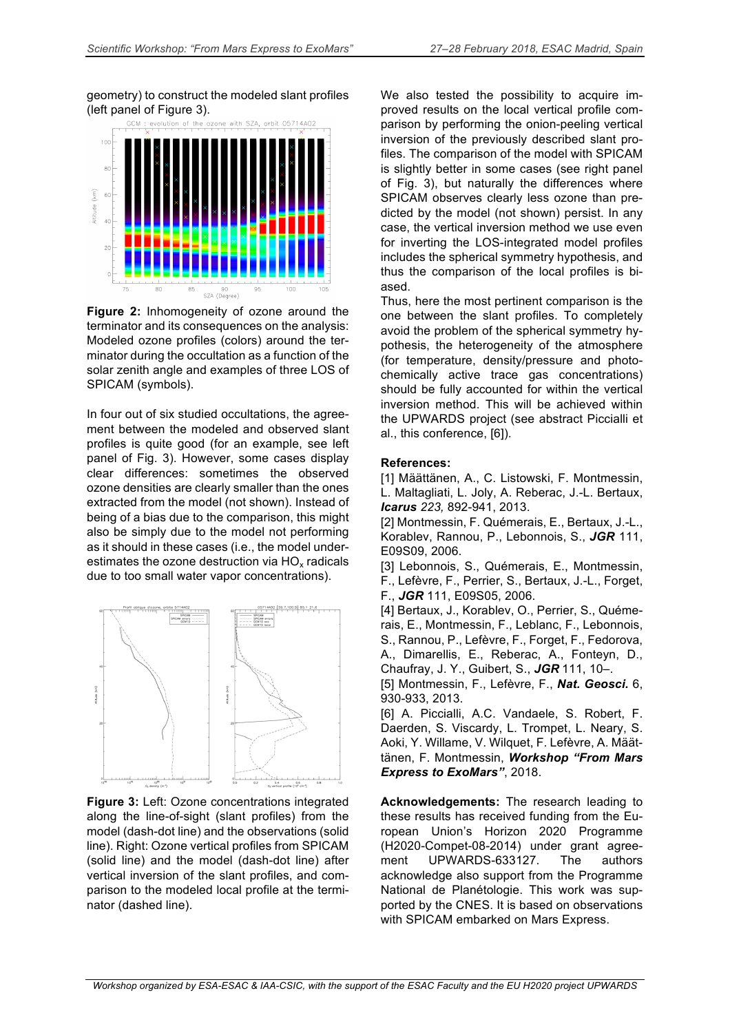geometry) to construct the modeled slant profiles (left panel of Figure 3).

GCM : evolution of the ozone with SZA, orbit 05714A02

Altitude (km)

SZA (Degree)

**Figure 2:** Inhomogeneity of ozone around the terminator and its consequences on the analysis: Modeled ozone profiles (colors) around the terminator during the occultation as a function of the solar zenith angle and examples of three LOS of SPICAM (symbols).

In four out of six studied occultations, the agreement between the modeled and observed slant profiles is quite good (for an example, see left panel of Fig. 3). However, some cases display clear differences: sometimes the observed ozone densities are clearly smaller than the ones extracted from the model (not shown). Instead of being of a bias due to the comparison, this might also be simply due to the model not performing as it should in these cases (i.e., the model underestimates the ozone destruction via $HO_x$ radicals due to too small water vapor concentrations).

**Figure 3:** Left: Ozone concentrations integrated along the line-of-sight (slant profiles) from the model (dash-dot line) and the observations (solid line). Right: Ozone vertical profiles from SPICAM (solid line) and the model (dash-dot line) after vertical inversion of the slant profiles, and comparison to the modeled local profile at the terminator (dashed line).

We also tested the possibility to acquire improved results on the local vertical profile comparison by performing the onion-peeling vertical inversion of the previously described slant profiles. The comparison of the model with SPICAM is slightly better in some cases (see right panel of Fig. 3), but naturally the differences where SPICAM observes clearly less ozone than predicted by the model (not shown) persist. In any case, the vertical inversion method we use even for inverting the LOS-integrated model profiles includes the spherical symmetry hypothesis, and thus the comparison of the local profiles is biased.

Thus, here the most pertinent comparison is the one between the slant profiles. To completely avoid the problem of the spherical symmetry hypothesis, the heterogeneity of the atmosphere (for temperature, density/pressure and photochemically active trace gas concentrations) should be fully accounted for within the vertical inversion method. This will be achieved within the UPWARDS project (see abstract Piccialli et al., this conference, [6]).

**References:**

[1] Määttänen, A., C. Listowski, F. Montmessin, L. Maltagliati, L. Joly, A. Reberac, J.-L. Bertaux, ***Icarus*** *223,* 892-941, 2013.

[2] Montmessin, F. Quémerais, E., Bertaux, J.-L., Korablev, Rannou, P., Lebonnois, S., ***JGR*** 111, E09S09, 2006.

[3] Lebonnois, S., Quémerais, E., Montmessin, F., Lefèvre, F., Perrier, S., Bertaux, J.-L., Forget, F., ***JGR*** 111, E09S05, 2006.

[4] Bertaux, J., Korablev, O., Perrier, S., Quémerais, E., Montmessin, F., Leblanc, F., Lebonnois, S., Rannou, P., Lefèvre, F., Forget, F., Fedorova, A., Dimarellis, E., Reberac, A., Fonteyn, D., Chaufray, J. Y., Guibert, S., ***JGR*** 111, 10–.

[5] Montmessin, F., Lefèvre, F., ***Nat. Geosci.*** 6, 930-933, 2013.

[6] A. Piccialli, A.C. Vandaele, S. Robert, F. Daerden, S. Viscardy, L. Trompet, L. Neary, S. Aoki, Y. Willame, V. Wilquet, F. Lefèvre, A. Määttänen, F. Montmessin, ***Workshop "From Mars Express to ExoMars"***, 2018.

**Acknowledgements:** The research leading to these results has received funding from the European Union's Horizon 2020 Programme (H2020-Compet-08-2014) under grant agreement UPWARDS-633127. The authors acknowledge also support from the Programme National de Planétologie. This work was supported by the CNES. It is based on observations with SPICAM embarked on Mars Express.